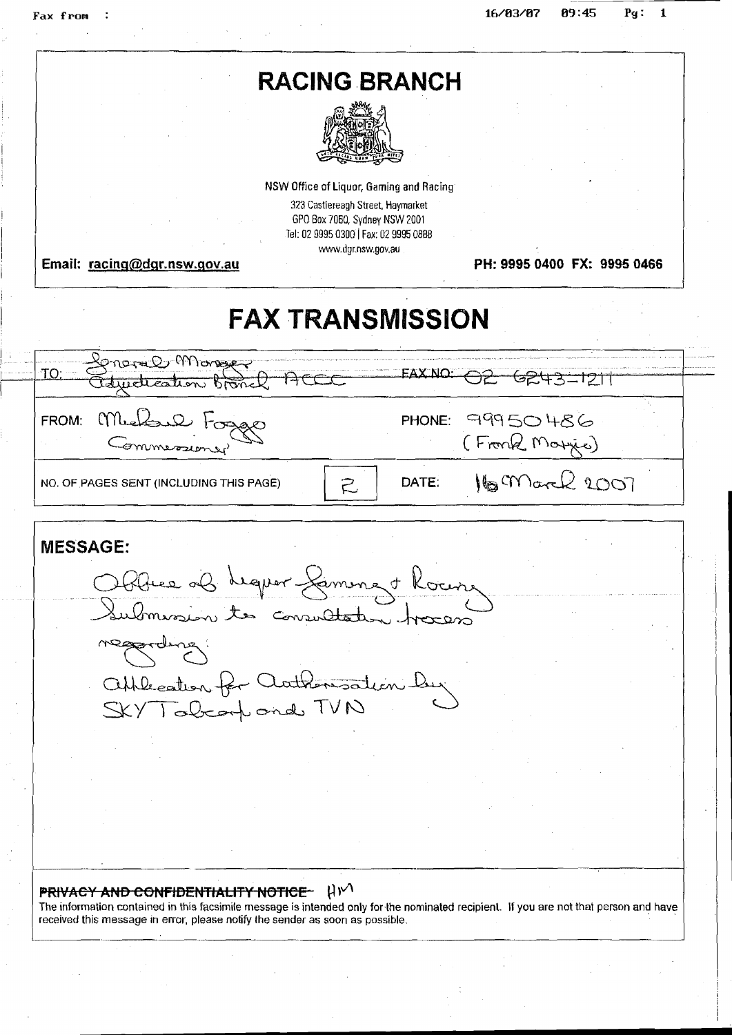# RACING BRANCH

NSW Office of Liquor, Gaming and Racing

323 Castlereagh Street, Haymarket
GPO Box 7060, Sydney NSW 2001
Tel: 02 9995 0300 | Fax: 02 9995 0888
www.dgr.nsw.gov.au

**Email: racing@dgr.nsw.gov.au** **PH: 9995 0400 FX: 9995 0466**

# FAX TRANSMISSION

| | |
|---|---|
| TO: General Manager Adjudication Branch ACCC | FAX NO: 02 6243-1211 |
| FROM: Michael Foggo Commissioner | PHONE: 99950486 (Frank Marzic) |
| NO. OF PAGES SENT (INCLUDING THIS PAGE) 2 | DATE: 16 March 2007 |

**MESSAGE:**

Office of Liquor Gaming & Racing Submission to consultation process regarding:

Application for Authorisation by SKY Tabcorp and TVN

**~~PRIVACY AND CONFIDENTIALITY NOTICE~~** HM

The information contained in this facsimile message is intended only for the nominated recipient. If you are not that person and have received this message in error, please notify the sender as soon as possible.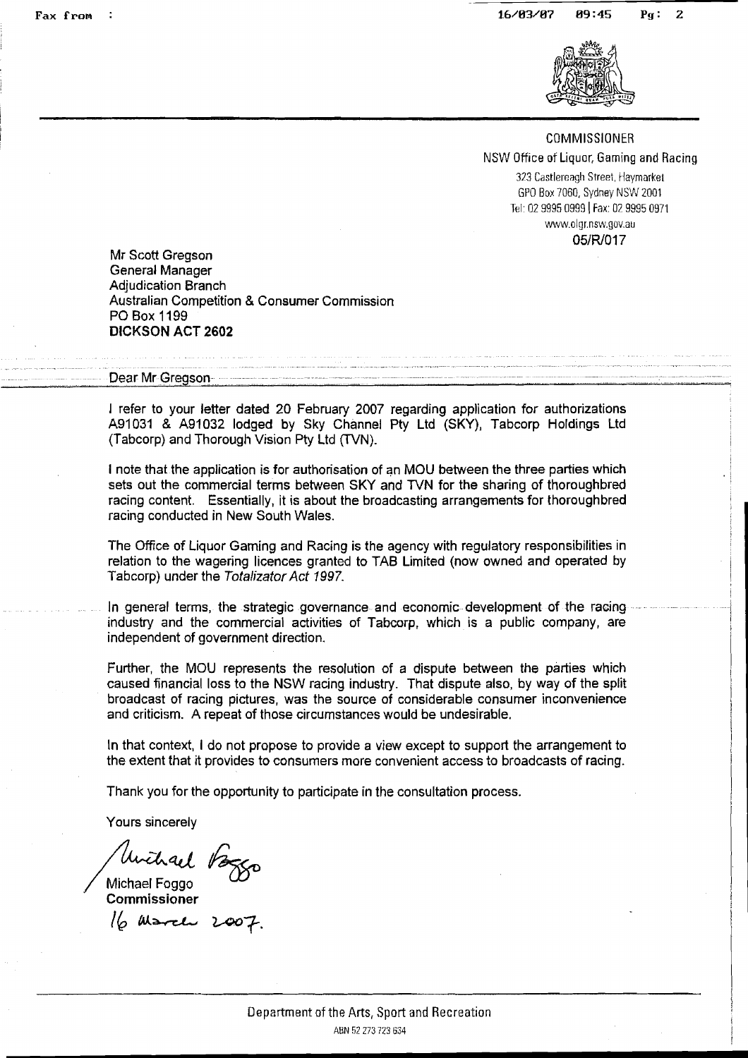COMMISSIONER

NSW Office of Liquor, Gaming and Racing

323 Castlereagh Street, Haymarket
GPO Box 7060, Sydney NSW 2001
Tel: 02 9995 0999 | Fax: 02 9995 0971
www.olgr.nsw.gov.au

05/R/017

Mr Scott Gregson
General Manager
Adjudication Branch
Australian Competition & Consumer Commission
PO Box 1199
**DICKSON ACT 2602**

Dear Mr Gregson

I refer to your letter dated 20 February 2007 regarding application for authorizations A91031 & A91032 lodged by Sky Channel Pty Ltd (SKY), Tabcorp Holdings Ltd (Tabcorp) and Thorough Vision Pty Ltd (TVN).

I note that the application is for authorisation of an MOU between the three parties which sets out the commercial terms between SKY and TVN for the sharing of thoroughbred racing content. Essentially, it is about the broadcasting arrangements for thoroughbred racing conducted in New South Wales.

The Office of Liquor Gaming and Racing is the agency with regulatory responsibilities in relation to the wagering licences granted to TAB Limited (now owned and operated by Tabcorp) under the *Totalizator Act 1997*.

In general terms, the strategic governance and economic development of the racing industry and the commercial activities of Tabcorp, which is a public company, are independent of government direction.

Further, the MOU represents the resolution of a dispute between the parties which caused financial loss to the NSW racing industry. That dispute also, by way of the split broadcast of racing pictures, was the source of considerable consumer inconvenience and criticism. A repeat of those circumstances would be undesirable.

In that context, I do not propose to provide a view except to support the arrangement to the extent that it provides to consumers more convenient access to broadcasts of racing.

Thank you for the opportunity to participate in the consultation process.

Yours sincerely

Michael Foggo

Michael Foggo
**Commissioner**

16 March 2007.

Department of the Arts, Sport and Recreation
ABN 52 273 723 634